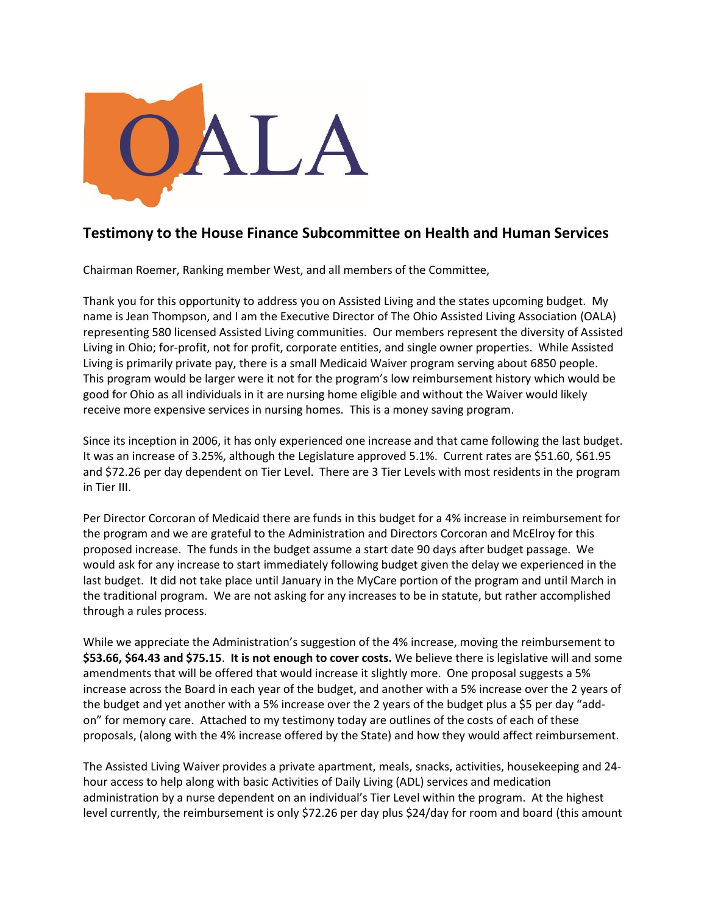OALA

## Testimony to the House Finance Subcommittee on Health and Human Services

Chairman Roemer, Ranking member West, and all members of the Committee,

Thank you for this opportunity to address you on Assisted Living and the states upcoming budget. My name is Jean Thompson, and I am the Executive Director of The Ohio Assisted Living Association (OALA) representing 580 licensed Assisted Living communities. Our members represent the diversity of Assisted Living in Ohio; for-profit, not for profit, corporate entities, and single owner properties. While Assisted Living is primarily private pay, there is a small Medicaid Waiver program serving about 6850 people. This program would be larger were it not for the program's low reimbursement history which would be good for Ohio as all individuals in it are nursing home eligible and without the Waiver would likely receive more expensive services in nursing homes. This is a money saving program.

Since its inception in 2006, it has only experienced one increase and that came following the last budget. It was an increase of 3.25%, although the Legislature approved 5.1%. Current rates are $51.60, $61.95 and $72.26 per day dependent on Tier Level. There are 3 Tier Levels with most residents in the program in Tier III.

Per Director Corcoran of Medicaid there are funds in this budget for a 4% increase in reimbursement for the program and we are grateful to the Administration and Directors Corcoran and McElroy for this proposed increase. The funds in the budget assume a start date 90 days after budget passage. We would ask for any increase to start immediately following budget given the delay we experienced in the last budget. It did not take place until January in the MyCare portion of the program and until March in the traditional program. We are not asking for any increases to be in statute, but rather accomplished through a rules process.

While we appreciate the Administration's suggestion of the 4% increase, moving the reimbursement to **$53.66, $64.43 and $75.15**. **It is not enough to cover costs.** We believe there is legislative will and some amendments that will be offered that would increase it slightly more. One proposal suggests a 5% increase across the Board in each year of the budget, and another with a 5% increase over the 2 years of the budget and yet another with a 5% increase over the 2 years of the budget plus a $5 per day "add-on" for memory care. Attached to my testimony today are outlines of the costs of each of these proposals, (along with the 4% increase offered by the State) and how they would affect reimbursement.

The Assisted Living Waiver provides a private apartment, meals, snacks, activities, housekeeping and 24-hour access to help along with basic Activities of Daily Living (ADL) services and medication administration by a nurse dependent on an individual's Tier Level within the program. At the highest level currently, the reimbursement is only $72.26 per day plus $24/day for room and board (this amount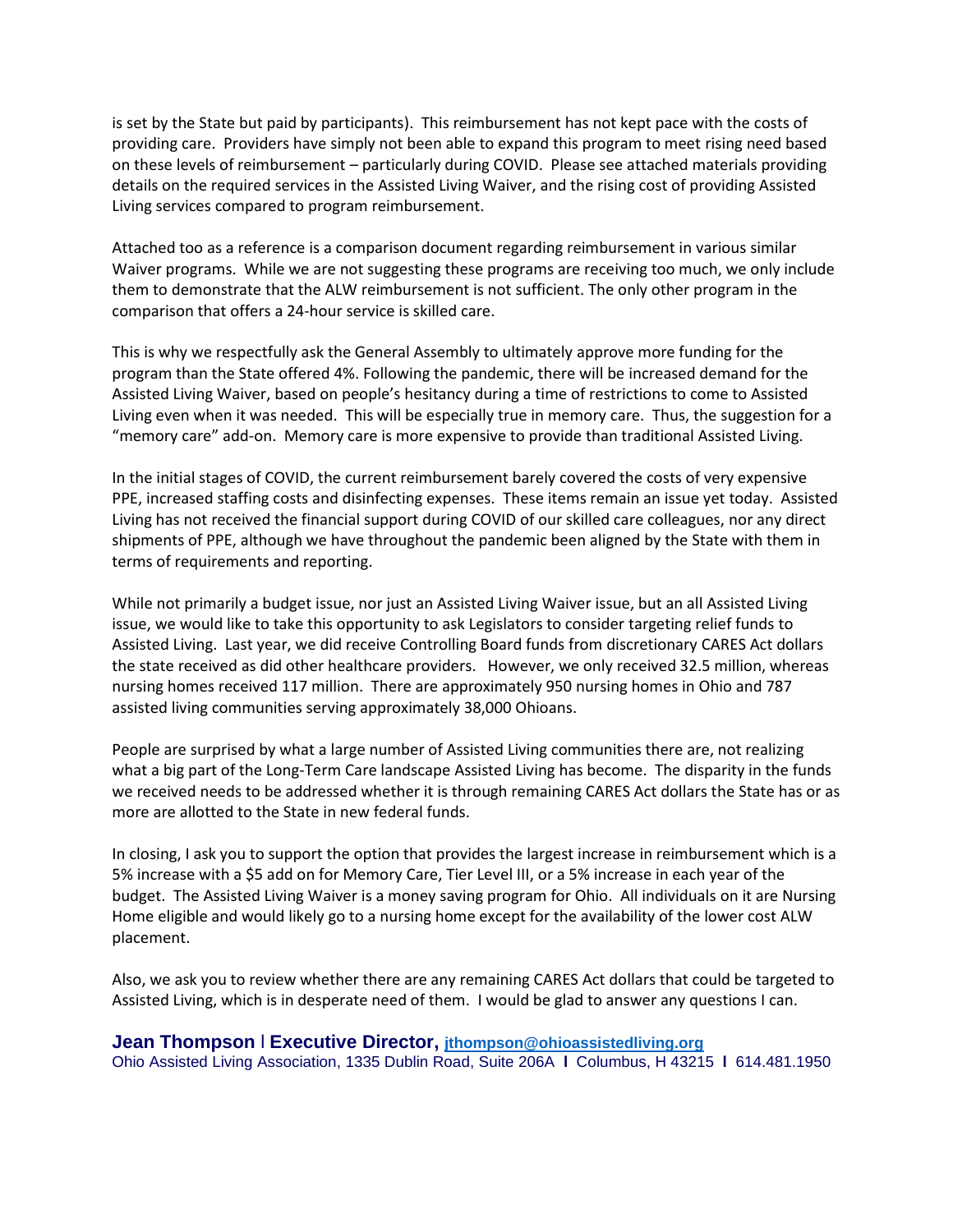is set by the State but paid by participants). This reimbursement has not kept pace with the costs of providing care. Providers have simply not been able to expand this program to meet rising need based on these levels of reimbursement – particularly during COVID. Please see attached materials providing details on the required services in the Assisted Living Waiver, and the rising cost of providing Assisted Living services compared to program reimbursement.

Attached too as a reference is a comparison document regarding reimbursement in various similar Waiver programs. While we are not suggesting these programs are receiving too much, we only include them to demonstrate that the ALW reimbursement is not sufficient. The only other program in the comparison that offers a 24-hour service is skilled care.

This is why we respectfully ask the General Assembly to ultimately approve more funding for the program than the State offered 4%. Following the pandemic, there will be increased demand for the Assisted Living Waiver, based on people's hesitancy during a time of restrictions to come to Assisted Living even when it was needed. This will be especially true in memory care. Thus, the suggestion for a "memory care" add-on. Memory care is more expensive to provide than traditional Assisted Living.

In the initial stages of COVID, the current reimbursement barely covered the costs of very expensive PPE, increased staffing costs and disinfecting expenses. These items remain an issue yet today. Assisted Living has not received the financial support during COVID of our skilled care colleagues, nor any direct shipments of PPE, although we have throughout the pandemic been aligned by the State with them in terms of requirements and reporting.

While not primarily a budget issue, nor just an Assisted Living Waiver issue, but an all Assisted Living issue, we would like to take this opportunity to ask Legislators to consider targeting relief funds to Assisted Living. Last year, we did receive Controlling Board funds from discretionary CARES Act dollars the state received as did other healthcare providers. However, we only received 32.5 million, whereas nursing homes received 117 million. There are approximately 950 nursing homes in Ohio and 787 assisted living communities serving approximately 38,000 Ohioans.

People are surprised by what a large number of Assisted Living communities there are, not realizing what a big part of the Long-Term Care landscape Assisted Living has become. The disparity in the funds we received needs to be addressed whether it is through remaining CARES Act dollars the State has or as more are allotted to the State in new federal funds.

In closing, I ask you to support the option that provides the largest increase in reimbursement which is a 5% increase with a $5 add on for Memory Care, Tier Level III, or a 5% increase in each year of the budget. The Assisted Living Waiver is a money saving program for Ohio. All individuals on it are Nursing Home eligible and would likely go to a nursing home except for the availability of the lower cost ALW placement.

Also, we ask you to review whether there are any remaining CARES Act dollars that could be targeted to Assisted Living, which is in desperate need of them. I would be glad to answer any questions I can.

**Jean Thompson | Executive Director,** jthompson@ohioassistedliving.org
Ohio Assisted Living Association, 1335 Dublin Road, Suite 206A | Columbus, H 43215 | 614.481.1950